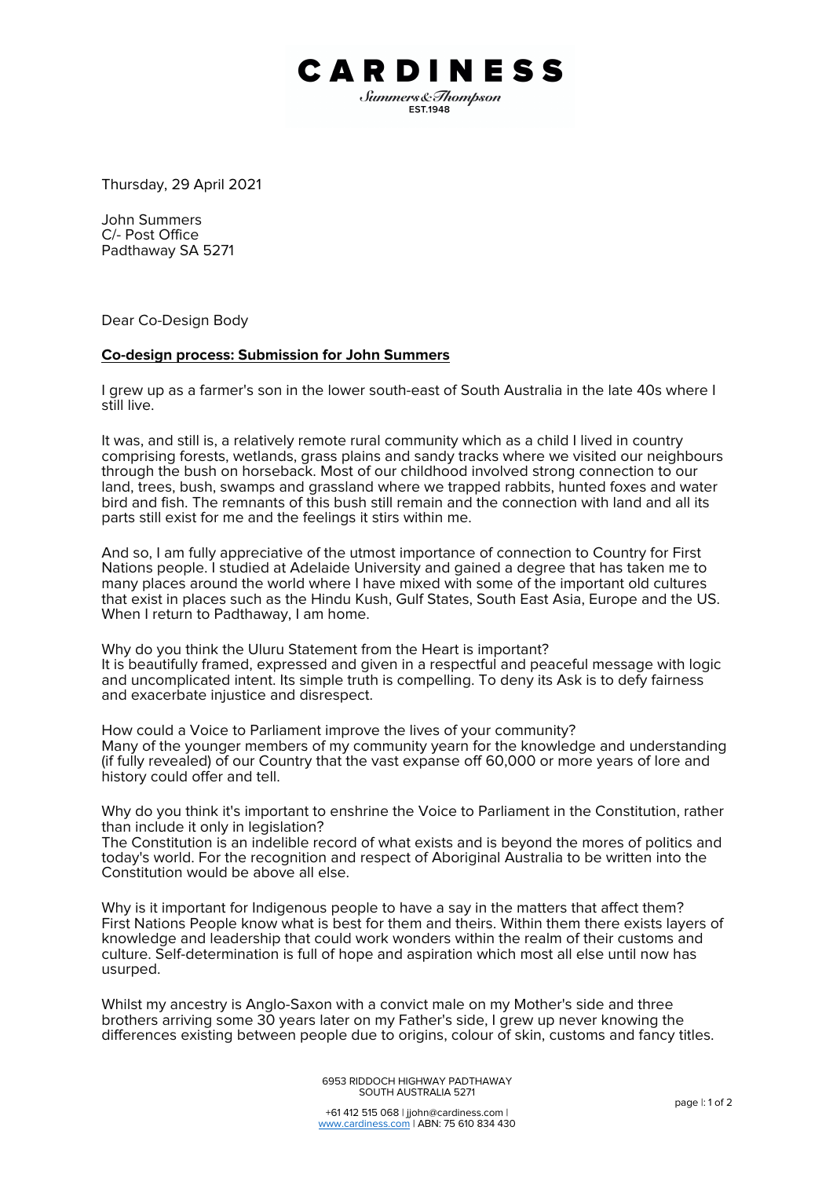CARDINESS

Summers & Thompson
EST.1948

Thursday, 29 April 2021

John Summers
C/- Post Office
Padthaway SA 5271

Dear Co-Design Body

**Co-design process: Submission for John Summers**

I grew up as a farmer's son in the lower south-east of South Australia in the late 40s where I still live.

It was, and still is, a relatively remote rural community which as a child I lived in country comprising forests, wetlands, grass plains and sandy tracks where we visited our neighbours through the bush on horseback. Most of our childhood involved strong connection to our land, trees, bush, swamps and grassland where we trapped rabbits, hunted foxes and water bird and fish. The remnants of this bush still remain and the connection with land and all its parts still exist for me and the feelings it stirs within me.

And so, I am fully appreciative of the utmost importance of connection to Country for First Nations people. I studied at Adelaide University and gained a degree that has taken me to many places around the world where I have mixed with some of the important old cultures that exist in places such as the Hindu Kush, Gulf States, South East Asia, Europe and the US. When I return to Padthaway, I am home.

Why do you think the Uluru Statement from the Heart is important?
It is beautifully framed, expressed and given in a respectful and peaceful message with logic and uncomplicated intent. Its simple truth is compelling. To deny its Ask is to defy fairness and exacerbate injustice and disrespect.

How could a Voice to Parliament improve the lives of your community?
Many of the younger members of my community yearn for the knowledge and understanding (if fully revealed) of our Country that the vast expanse off 60,000 or more years of lore and history could offer and tell.

Why do you think it's important to enshrine the Voice to Parliament in the Constitution, rather than include it only in legislation?
The Constitution is an indelible record of what exists and is beyond the mores of politics and today's world. For the recognition and respect of Aboriginal Australia to be written into the Constitution would be above all else.

Why is it important for Indigenous people to have a say in the matters that affect them?
First Nations People know what is best for them and theirs. Within them there exists layers of knowledge and leadership that could work wonders within the realm of their customs and culture. Self-determination is full of hope and aspiration which most all else until now has usurped.

Whilst my ancestry is Anglo-Saxon with a convict male on my Mother's side and three brothers arriving some 30 years later on my Father's side, I grew up never knowing the differences existing between people due to origins, colour of skin, customs and fancy titles.

6953 RIDDOCH HIGHWAY PADTHAWAY
SOUTH AUSTRALIA 5271

+61 412 515 068 | jjohn@cardiness.com |
www.cardiness.com | ABN: 75 610 834 430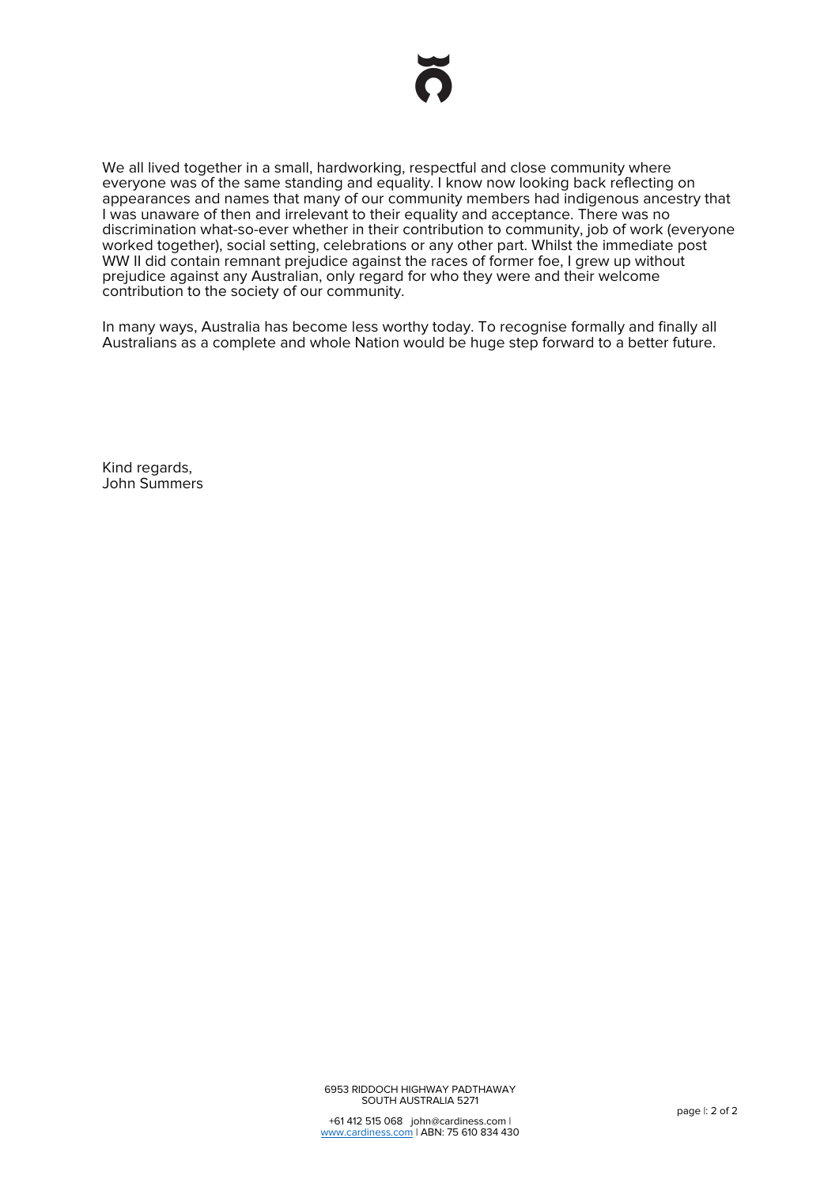We all lived together in a small, hardworking, respectful and close community where everyone was of the same standing and equality. I know now looking back reflecting on appearances and names that many of our community members had indigenous ancestry that I was unaware of then and irrelevant to their equality and acceptance. There was no discrimination what-so-ever whether in their contribution to community, job of work (everyone worked together), social setting, celebrations or any other part. Whilst the immediate post WW II did contain remnant prejudice against the races of former foe, I grew up without prejudice against any Australian, only regard for who they were and their welcome contribution to the society of our community.

In many ways, Australia has become less worthy today. To recognise formally and finally all Australians as a complete and whole Nation would be huge step forward to a better future.

Kind regards,
John Summers

6953 RIDDOCH HIGHWAY PADTHAWAY
SOUTH AUSTRALIA 5271

+61 412 515 068 john@cardiness.com | www.cardiness.com | ABN: 75 610 834 430